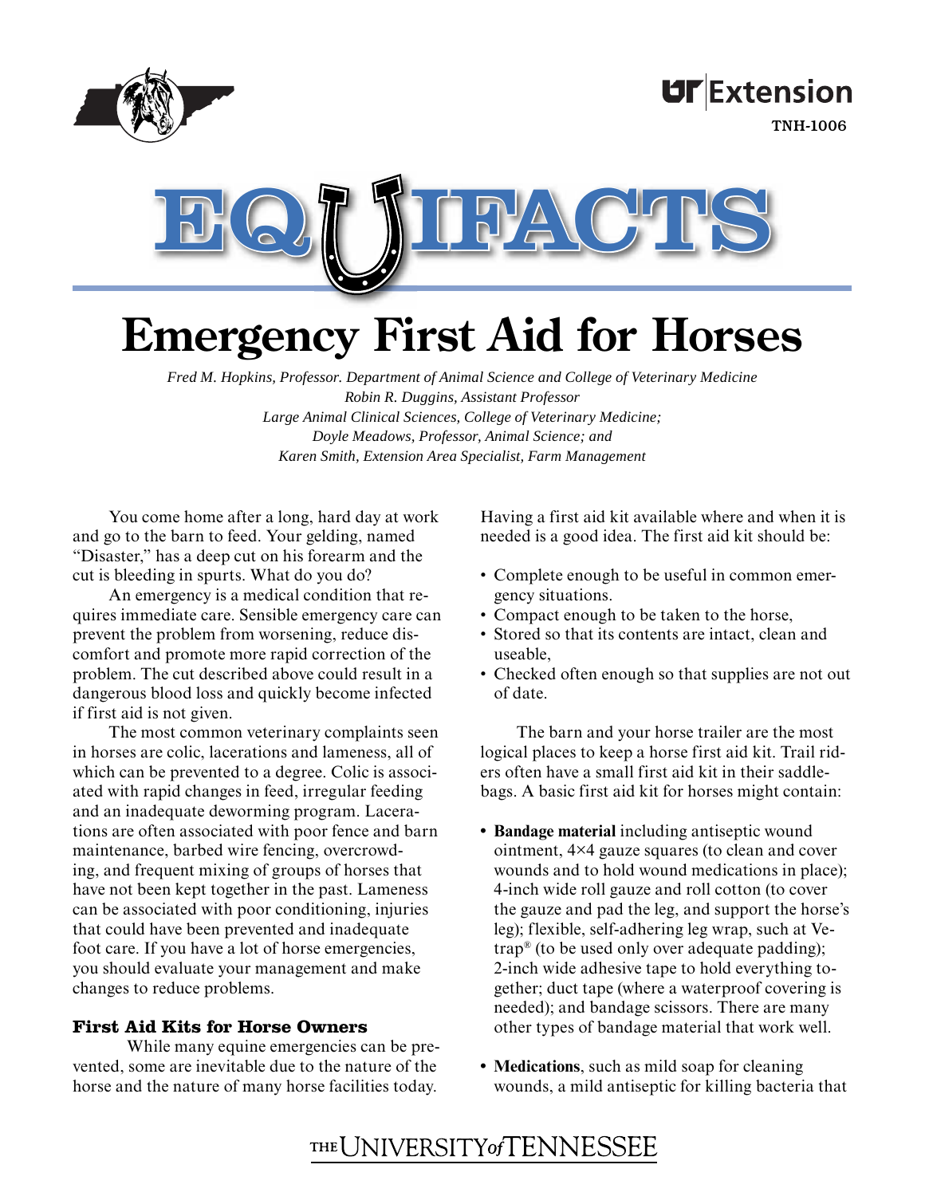UT Extension

TNH-1006

EQUIFACTS

# Emergency First Aid for Horses

*Fred M. Hopkins, Professor. Department of Animal Science and College of Veterinary Medicine*
*Robin R. Duggins, Assistant Professor*
*Large Animal Clinical Sciences, College of Veterinary Medicine;*
*Doyle Meadows, Professor, Animal Science; and*
*Karen Smith, Extension Area Specialist, Farm Management*

You come home after a long, hard day at work and go to the barn to feed. Your gelding, named "Disaster," has a deep cut on his forearm and the cut is bleeding in spurts. What do you do?

An emergency is a medical condition that requires immediate care. Sensible emergency care can prevent the problem from worsening, reduce discomfort and promote more rapid correction of the problem. The cut described above could result in a dangerous blood loss and quickly become infected if first aid is not given.

The most common veterinary complaints seen in horses are colic, lacerations and lameness, all of which can be prevented to a degree. Colic is associated with rapid changes in feed, irregular feeding and an inadequate deworming program. Lacerations are often associated with poor fence and barn maintenance, barbed wire fencing, overcrowding, and frequent mixing of groups of horses that have not been kept together in the past. Lameness can be associated with poor conditioning, injuries that could have been prevented and inadequate foot care. If you have a lot of horse emergencies, you should evaluate your management and make changes to reduce problems.

## First Aid Kits for Horse Owners

While many equine emergencies can be prevented, some are inevitable due to the nature of the horse and the nature of many horse facilities today. Having a first aid kit available where and when it is needed is a good idea. The first aid kit should be:

- Complete enough to be useful in common emergency situations.
- Compact enough to be taken to the horse,
- Stored so that its contents are intact, clean and useable,
- Checked often enough so that supplies are not out of date.

The barn and your horse trailer are the most logical places to keep a horse first aid kit. Trail riders often have a small first aid kit in their saddlebags. A basic first aid kit for horses might contain:

- **Bandage material** including antiseptic wound ointment, 4×4 gauze squares (to clean and cover wounds and to hold wound medications in place); 4-inch wide roll gauze and roll cotton (to cover the gauze and pad the leg, and support the horse's leg); flexible, self-adhering leg wrap, such at Vetrap® (to be used only over adequate padding); 2-inch wide adhesive tape to hold everything together; duct tape (where a waterproof covering is needed); and bandage scissors. There are many other types of bandage material that work well.

- **Medications**, such as mild soap for cleaning wounds, a mild antiseptic for killing bacteria that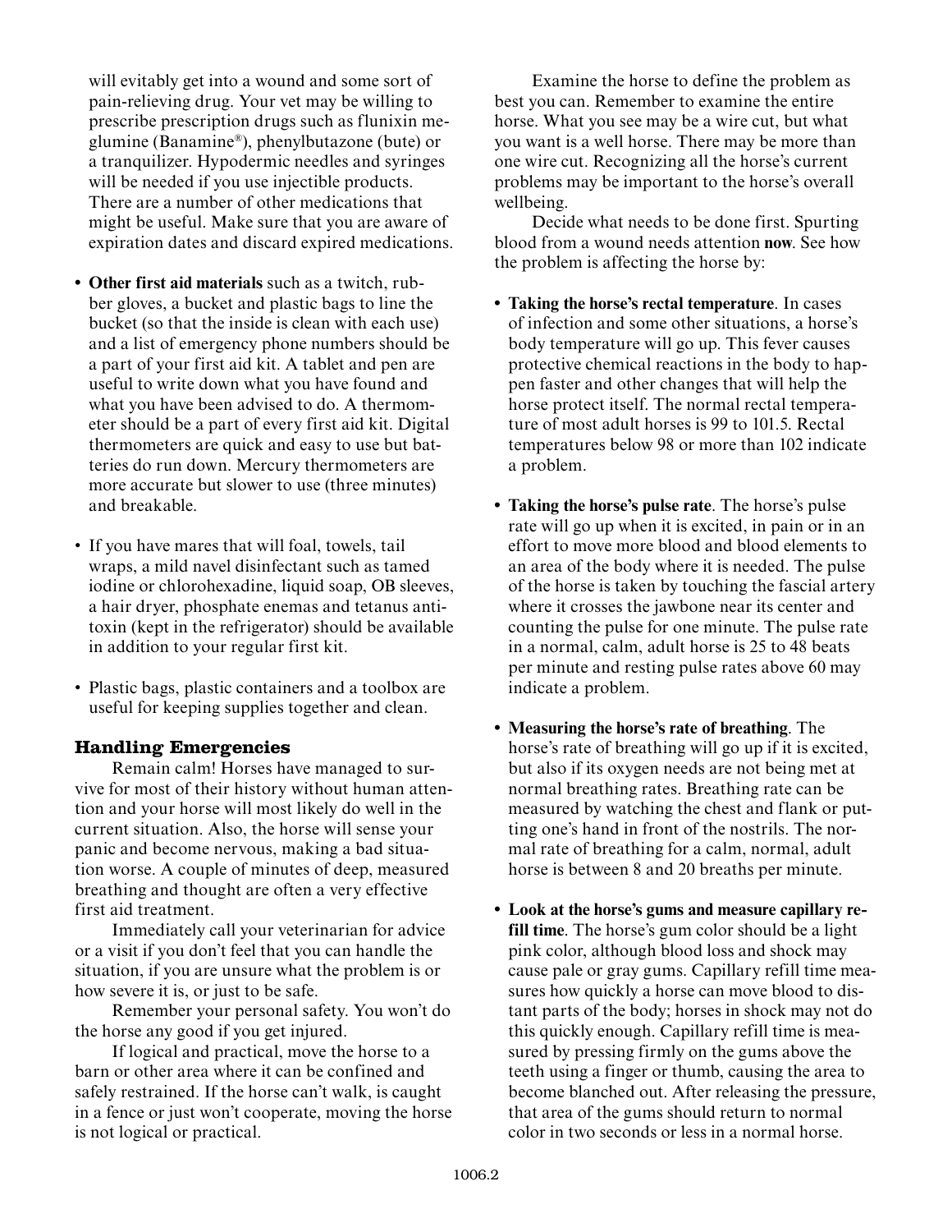will evitably get into a wound and some sort of pain-relieving drug. Your vet may be willing to prescribe prescription drugs such as flunixin meglumine (Banamine®), phenylbutazone (bute) or a tranquilizer. Hypodermic needles and syringes will be needed if you use injectible products. There are a number of other medications that might be useful. Make sure that you are aware of expiration dates and discard expired medications.

- **Other first aid materials** such as a twitch, rubber gloves, a bucket and plastic bags to line the bucket (so that the inside is clean with each use) and a list of emergency phone numbers should be a part of your first aid kit. A tablet and pen are useful to write down what you have found and what you have been advised to do. A thermometer should be a part of every first aid kit. Digital thermometers are quick and easy to use but batteries do run down. Mercury thermometers are more accurate but slower to use (three minutes) and breakable.
- If you have mares that will foal, towels, tail wraps, a mild navel disinfectant such as tamed iodine or chlorohexadine, liquid soap, OB sleeves, a hair dryer, phosphate enemas and tetanus antitoxin (kept in the refrigerator) should be available in addition to your regular first kit.
- Plastic bags, plastic containers and a toolbox are useful for keeping supplies together and clean.

## Handling Emergencies

Remain calm! Horses have managed to survive for most of their history without human attention and your horse will most likely do well in the current situation. Also, the horse will sense your panic and become nervous, making a bad situation worse. A couple of minutes of deep, measured breathing and thought are often a very effective first aid treatment.

Immediately call your veterinarian for advice or a visit if you don't feel that you can handle the situation, if you are unsure what the problem is or how severe it is, or just to be safe.

Remember your personal safety. You won't do the horse any good if you get injured.

If logical and practical, move the horse to a barn or other area where it can be confined and safely restrained. If the horse can't walk, is caught in a fence or just won't cooperate, moving the horse is not logical or practical.

Examine the horse to define the problem as best you can. Remember to examine the entire horse. What you see may be a wire cut, but what you want is a well horse. There may be more than one wire cut. Recognizing all the horse's current problems may be important to the horse's overall wellbeing.

Decide what needs to be done first. Spurting blood from a wound needs attention **now**. See how the problem is affecting the horse by:

- **Taking the horse's rectal temperature**. In cases of infection and some other situations, a horse's body temperature will go up. This fever causes protective chemical reactions in the body to happen faster and other changes that will help the horse protect itself. The normal rectal temperature of most adult horses is 99 to 101.5. Rectal temperatures below 98 or more than 102 indicate a problem.
- **Taking the horse's pulse rate**. The horse's pulse rate will go up when it is excited, in pain or in an effort to move more blood and blood elements to an area of the body where it is needed. The pulse of the horse is taken by touching the fascial artery where it crosses the jawbone near its center and counting the pulse for one minute. The pulse rate in a normal, calm, adult horse is 25 to 48 beats per minute and resting pulse rates above 60 may indicate a problem.
- **Measuring the horse's rate of breathing**. The horse's rate of breathing will go up if it is excited, but also if its oxygen needs are not being met at normal breathing rates. Breathing rate can be measured by watching the chest and flank or putting one's hand in front of the nostrils. The normal rate of breathing for a calm, normal, adult horse is between 8 and 20 breaths per minute.
- **Look at the horse's gums and measure capillary refill time**. The horse's gum color should be a light pink color, although blood loss and shock may cause pale or gray gums. Capillary refill time measures how quickly a horse can move blood to distant parts of the body; horses in shock may not do this quickly enough. Capillary refill time is measured by pressing firmly on the gums above the teeth using a finger or thumb, causing the area to become blanched out. After releasing the pressure, that area of the gums should return to normal color in two seconds or less in a normal horse.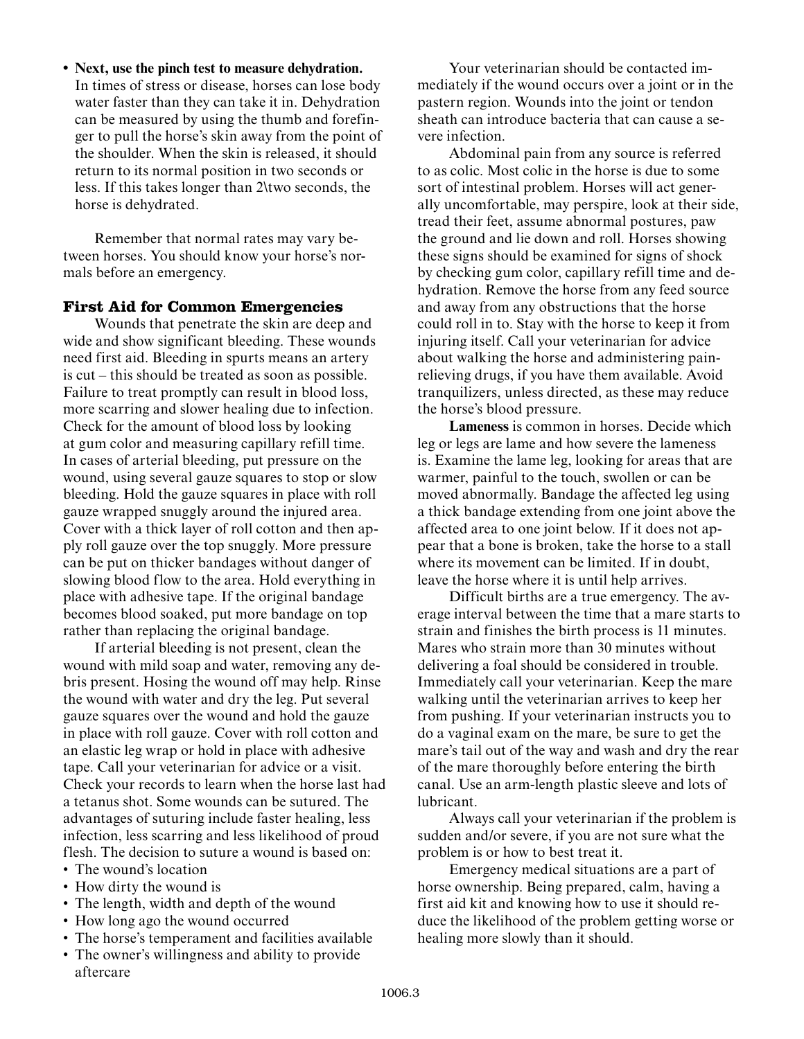- **Next, use the pinch test to measure dehydration.** In times of stress or disease, horses can lose body water faster than they can take it in. Dehydration can be measured by using the thumb and forefinger to pull the horse's skin away from the point of the shoulder. When the skin is released, it should return to its normal position in two seconds or less. If this takes longer than 2\two seconds, the horse is dehydrated.

Remember that normal rates may vary between horses. You should know your horse's normals before an emergency.

## First Aid for Common Emergencies

Wounds that penetrate the skin are deep and wide and show significant bleeding. These wounds need first aid. Bleeding in spurts means an artery is cut – this should be treated as soon as possible. Failure to treat promptly can result in blood loss, more scarring and slower healing due to infection. Check for the amount of blood loss by looking at gum color and measuring capillary refill time. In cases of arterial bleeding, put pressure on the wound, using several gauze squares to stop or slow bleeding. Hold the gauze squares in place with roll gauze wrapped snuggly around the injured area. Cover with a thick layer of roll cotton and then apply roll gauze over the top snuggly. More pressure can be put on thicker bandages without danger of slowing blood flow to the area. Hold everything in place with adhesive tape. If the original bandage becomes blood soaked, put more bandage on top rather than replacing the original bandage.

If arterial bleeding is not present, clean the wound with mild soap and water, removing any debris present. Hosing the wound off may help. Rinse the wound with water and dry the leg. Put several gauze squares over the wound and hold the gauze in place with roll gauze. Cover with roll cotton and an elastic leg wrap or hold in place with adhesive tape. Call your veterinarian for advice or a visit. Check your records to learn when the horse last had a tetanus shot. Some wounds can be sutured. The advantages of suturing include faster healing, less infection, less scarring and less likelihood of proud flesh. The decision to suture a wound is based on:

- The wound's location
- How dirty the wound is
- The length, width and depth of the wound
- How long ago the wound occurred
- The horse's temperament and facilities available
- The owner's willingness and ability to provide aftercare

Your veterinarian should be contacted immediately if the wound occurs over a joint or in the pastern region. Wounds into the joint or tendon sheath can introduce bacteria that can cause a severe infection.

Abdominal pain from any source is referred to as colic. Most colic in the horse is due to some sort of intestinal problem. Horses will act generally uncomfortable, may perspire, look at their side, tread their feet, assume abnormal postures, paw the ground and lie down and roll. Horses showing these signs should be examined for signs of shock by checking gum color, capillary refill time and dehydration. Remove the horse from any feed source and away from any obstructions that the horse could roll in to. Stay with the horse to keep it from injuring itself. Call your veterinarian for advice about walking the horse and administering pain-relieving drugs, if you have them available. Avoid tranquilizers, unless directed, as these may reduce the horse's blood pressure.

**Lameness** is common in horses. Decide which leg or legs are lame and how severe the lameness is. Examine the lame leg, looking for areas that are warmer, painful to the touch, swollen or can be moved abnormally. Bandage the affected leg using a thick bandage extending from one joint above the affected area to one joint below. If it does not appear that a bone is broken, take the horse to a stall where its movement can be limited. If in doubt, leave the horse where it is until help arrives.

Difficult births are a true emergency. The average interval between the time that a mare starts to strain and finishes the birth process is 11 minutes. Mares who strain more than 30 minutes without delivering a foal should be considered in trouble. Immediately call your veterinarian. Keep the mare walking until the veterinarian arrives to keep her from pushing. If your veterinarian instructs you to do a vaginal exam on the mare, be sure to get the mare's tail out of the way and wash and dry the rear of the mare thoroughly before entering the birth canal. Use an arm-length plastic sleeve and lots of lubricant.

Always call your veterinarian if the problem is sudden and/or severe, if you are not sure what the problem is or how to best treat it.

Emergency medical situations are a part of horse ownership. Being prepared, calm, having a first aid kit and knowing how to use it should reduce the likelihood of the problem getting worse or healing more slowly than it should.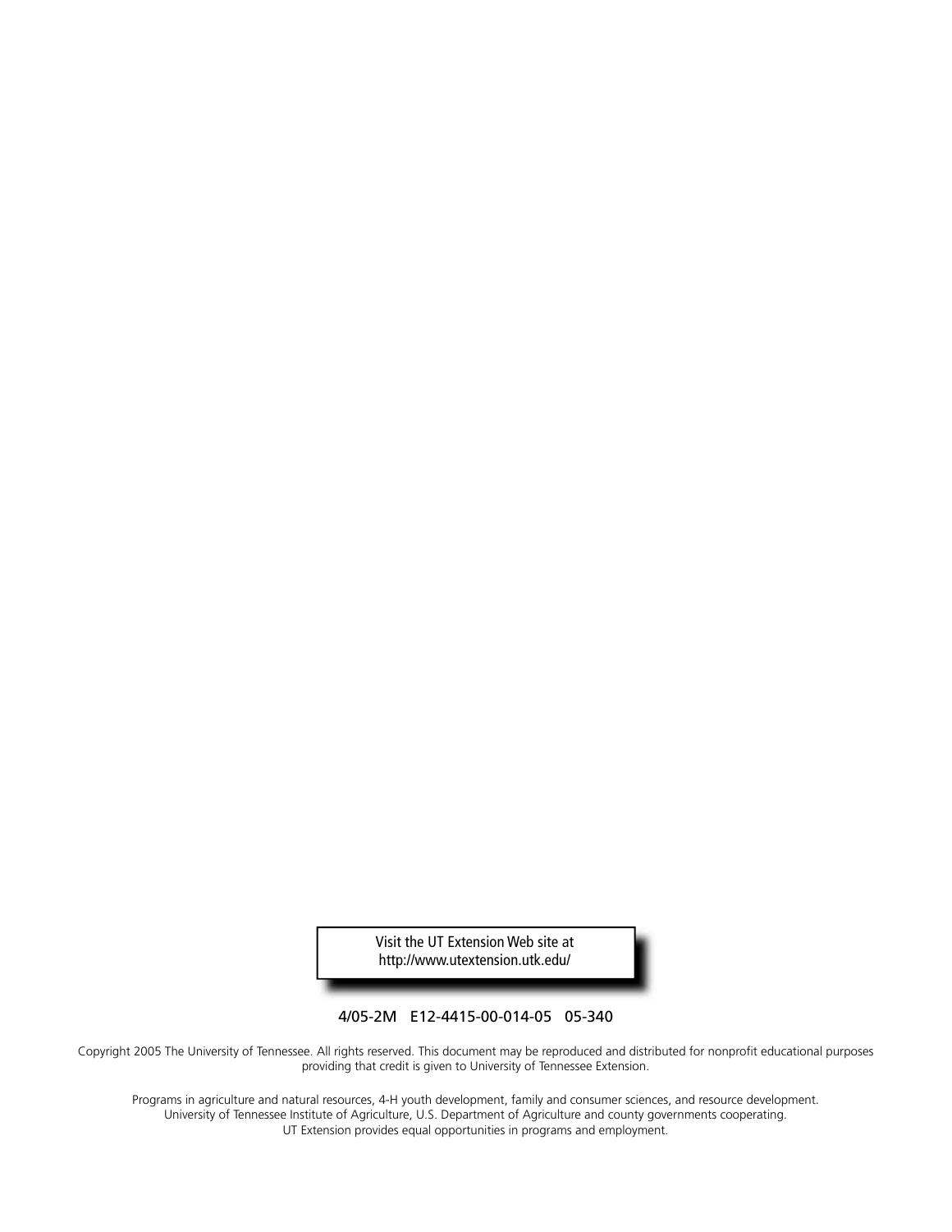Visit the UT Extension Web site at
http://www.utextension.utk.edu/

4/05-2M E12-4415-00-014-05 05-340

Copyright 2005 The University of Tennessee. All rights reserved. This document may be reproduced and distributed for nonprofit educational purposes providing that credit is given to University of Tennessee Extension.

Programs in agriculture and natural resources, 4-H youth development, family and consumer sciences, and resource development.
University of Tennessee Institute of Agriculture, U.S. Department of Agriculture and county governments cooperating.
UT Extension provides equal opportunities in programs and employment.